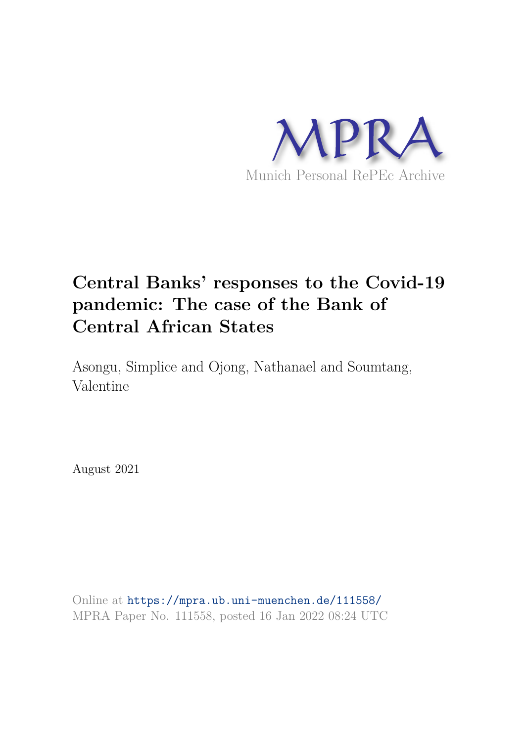MPRA

Munich Personal RePEc Archive

# Central Banks' responses to the Covid-19 pandemic: The case of the Bank of Central African States

Asongu, Simplice and Ojong, Nathanael and Soumtang, Valentine

August 2021

Online at https://mpra.ub.uni-muenchen.de/111558/
MPRA Paper No. 111558, posted 16 Jan 2022 08:24 UTC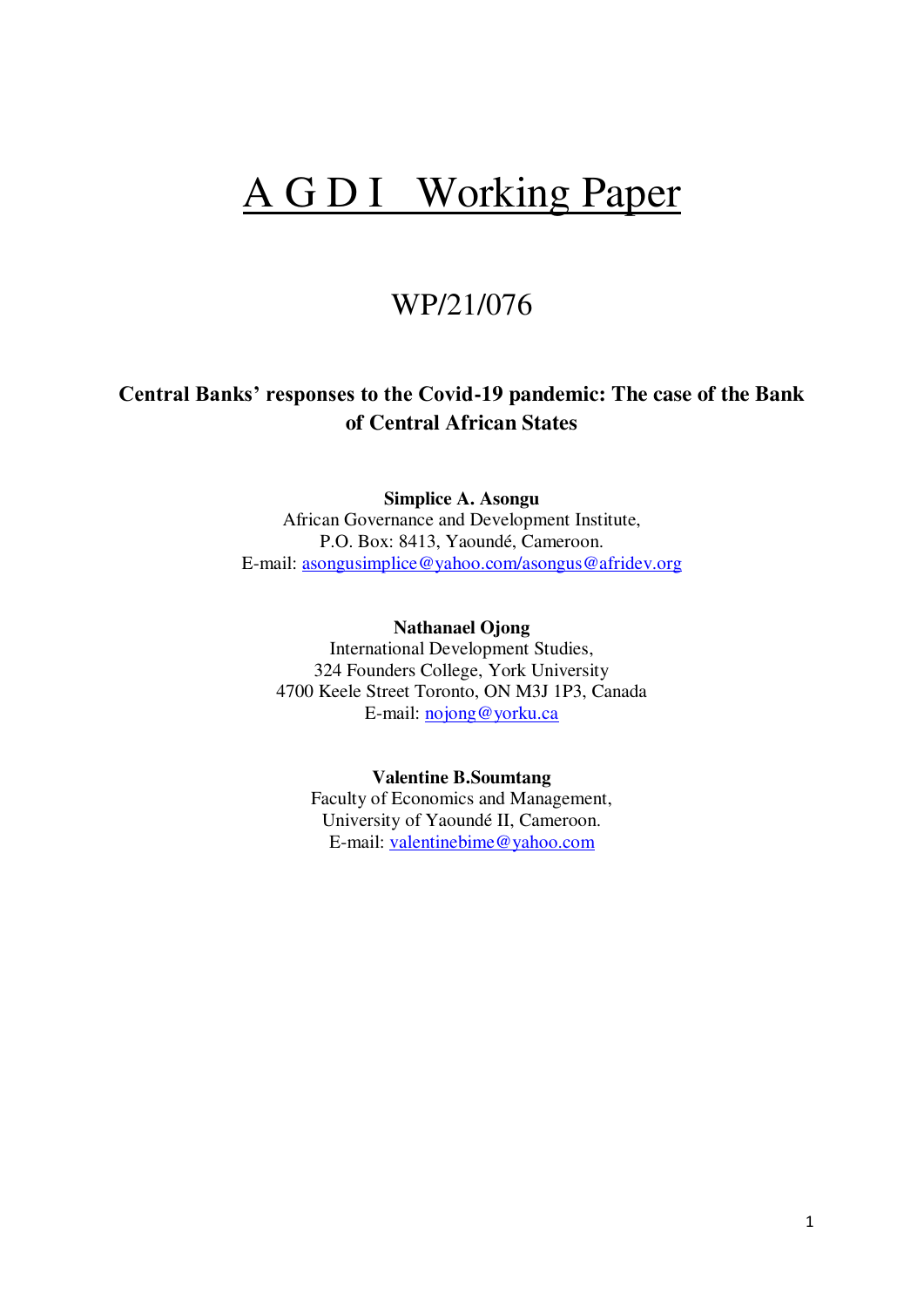# A G D I Working Paper

## WP/21/076

**Central Banks' responses to the Covid-19 pandemic: The case of the Bank of Central African States**

**Simplice A. Asongu**
African Governance and Development Institute,
P.O. Box: 8413, Yaoundé, Cameroon.
E-mail: asongusimplice@yahoo.com/asongus@afridev.org

**Nathanael Ojong**
International Development Studies,
324 Founders College, York University
4700 Keele Street Toronto, ON M3J 1P3, Canada
E-mail: nojong@yorku.ca

**Valentine B.Soumtang**
Faculty of Economics and Management,
University of Yaoundé II, Cameroon.
E-mail: valentinebime@yahoo.com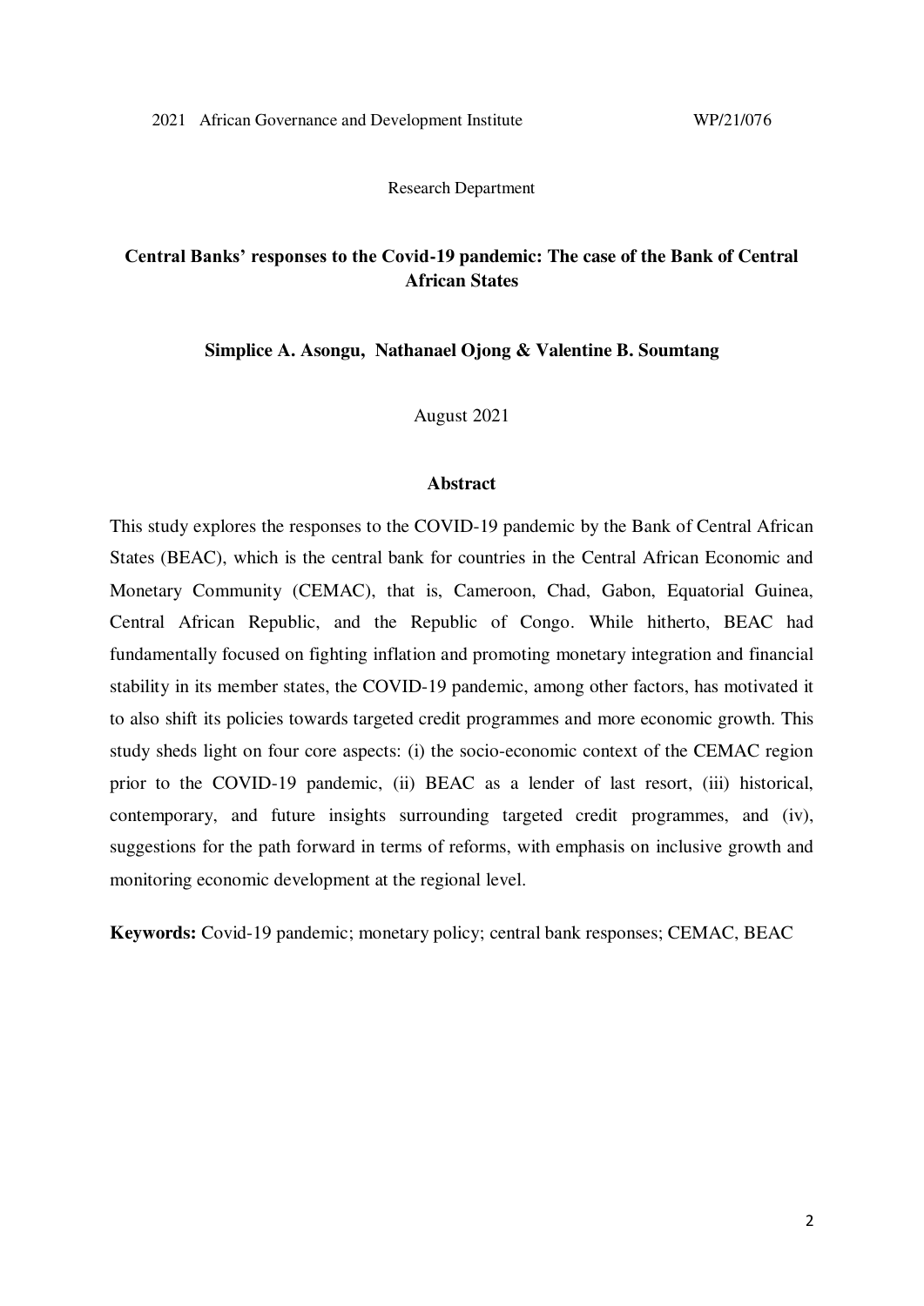2021 African Governance and Development Institute WP/21/076

Research Department

**Central Banks' responses to the Covid-19 pandemic: The case of the Bank of Central African States**

**Simplice A. Asongu, Nathanael Ojong & Valentine B. Soumtang**

August 2021

### Abstract

This study explores the responses to the COVID-19 pandemic by the Bank of Central African States (BEAC), which is the central bank for countries in the Central African Economic and Monetary Community (CEMAC), that is, Cameroon, Chad, Gabon, Equatorial Guinea, Central African Republic, and the Republic of Congo. While hitherto, BEAC had fundamentally focused on fighting inflation and promoting monetary integration and financial stability in its member states, the COVID-19 pandemic, among other factors, has motivated it to also shift its policies towards targeted credit programmes and more economic growth. This study sheds light on four core aspects: (i) the socio-economic context of the CEMAC region prior to the COVID-19 pandemic, (ii) BEAC as a lender of last resort, (iii) historical, contemporary, and future insights surrounding targeted credit programmes, and (iv), suggestions for the path forward in terms of reforms, with emphasis on inclusive growth and monitoring economic development at the regional level.

**Keywords:** Covid-19 pandemic; monetary policy; central bank responses; CEMAC, BEAC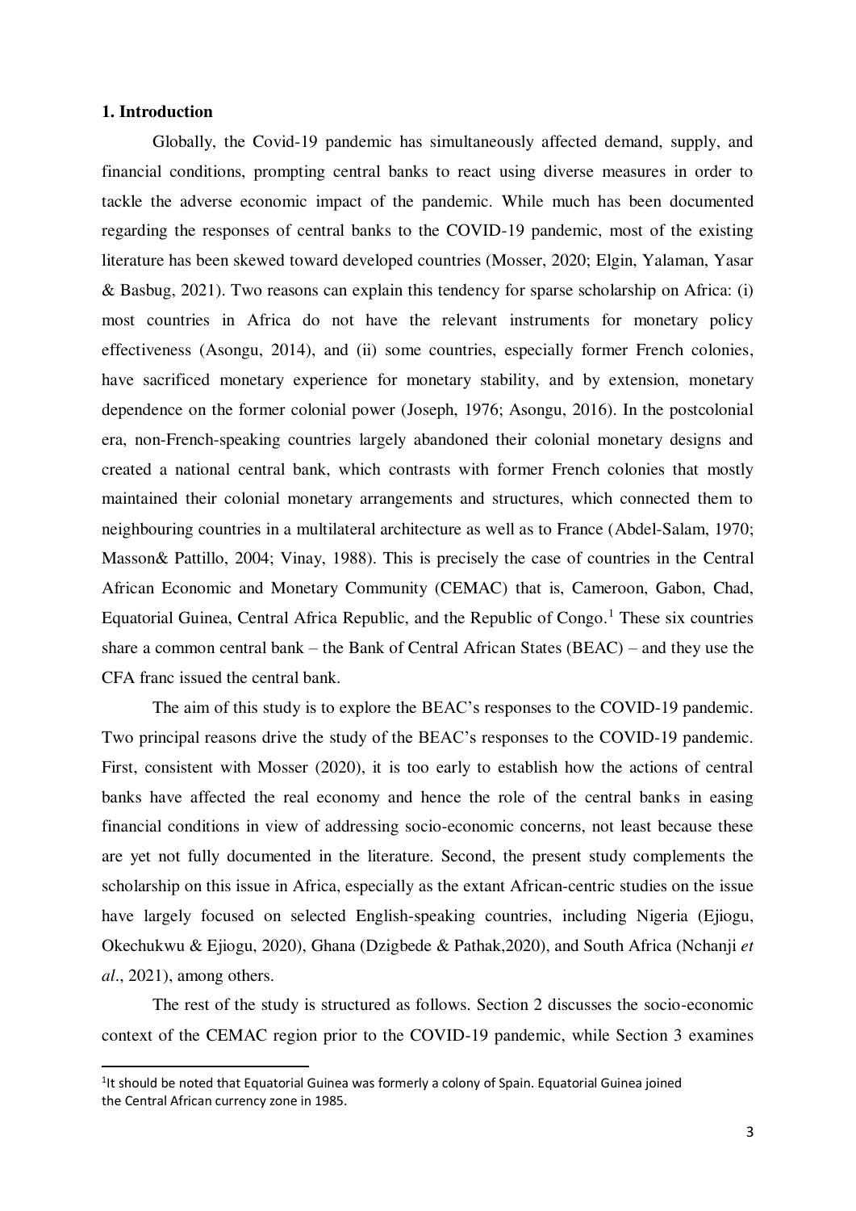## 1. Introduction

Globally, the Covid-19 pandemic has simultaneously affected demand, supply, and financial conditions, prompting central banks to react using diverse measures in order to tackle the adverse economic impact of the pandemic. While much has been documented regarding the responses of central banks to the COVID-19 pandemic, most of the existing literature has been skewed toward developed countries (Mosser, 2020; Elgin, Yalaman, Yasar & Basbug, 2021). Two reasons can explain this tendency for sparse scholarship on Africa: (i) most countries in Africa do not have the relevant instruments for monetary policy effectiveness (Asongu, 2014), and (ii) some countries, especially former French colonies, have sacrificed monetary experience for monetary stability, and by extension, monetary dependence on the former colonial power (Joseph, 1976; Asongu, 2016). In the postcolonial era, non-French-speaking countries largely abandoned their colonial monetary designs and created a national central bank, which contrasts with former French colonies that mostly maintained their colonial monetary arrangements and structures, which connected them to neighbouring countries in a multilateral architecture as well as to France (Abdel-Salam, 1970; Masson& Pattillo, 2004; Vinay, 1988). This is precisely the case of countries in the Central African Economic and Monetary Community (CEMAC) that is, Cameroon, Gabon, Chad, Equatorial Guinea, Central Africa Republic, and the Republic of Congo.[1] These six countries share a common central bank – the Bank of Central African States (BEAC) – and they use the CFA franc issued the central bank.

The aim of this study is to explore the BEAC's responses to the COVID-19 pandemic. Two principal reasons drive the study of the BEAC's responses to the COVID-19 pandemic. First, consistent with Mosser (2020), it is too early to establish how the actions of central banks have affected the real economy and hence the role of the central banks in easing financial conditions in view of addressing socio-economic concerns, not least because these are yet not fully documented in the literature. Second, the present study complements the scholarship on this issue in Africa, especially as the extant African-centric studies on the issue have largely focused on selected English-speaking countries, including Nigeria (Ejiogu, Okechukwu & Ejiogu, 2020), Ghana (Dzigbede & Pathak,2020), and South Africa (Nchanji *et al*., 2021), among others.

The rest of the study is structured as follows. Section 2 discusses the socio-economic context of the CEMAC region prior to the COVID-19 pandemic, while Section 3 examines

[1]It should be noted that Equatorial Guinea was formerly a colony of Spain. Equatorial Guinea joined the Central African currency zone in 1985.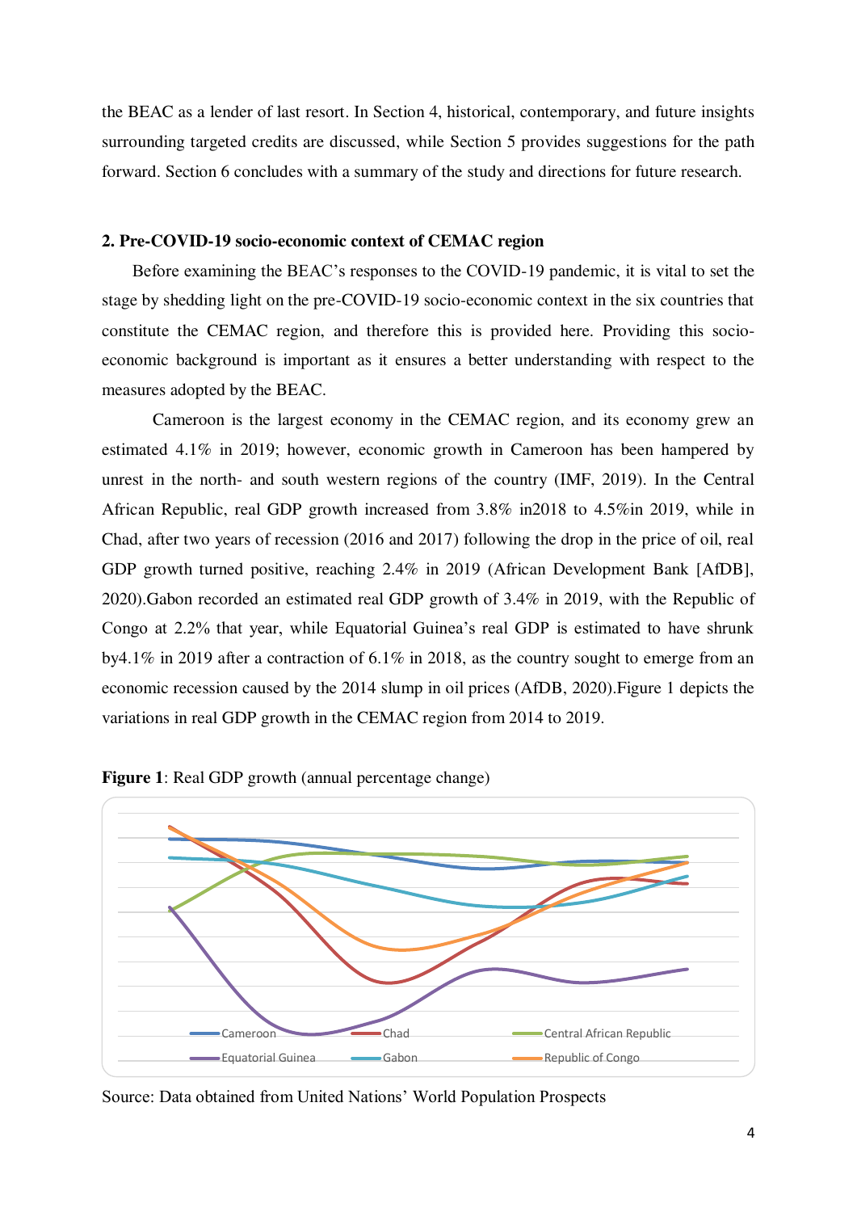the BEAC as a lender of last resort. In Section 4, historical, contemporary, and future insights surrounding targeted credits are discussed, while Section 5 provides suggestions for the path forward. Section 6 concludes with a summary of the study and directions for future research.

## 2. Pre-COVID-19 socio-economic context of CEMAC region

Before examining the BEAC's responses to the COVID-19 pandemic, it is vital to set the stage by shedding light on the pre-COVID-19 socio-economic context in the six countries that constitute the CEMAC region, and therefore this is provided here. Providing this socio-economic background is important as it ensures a better understanding with respect to the measures adopted by the BEAC.

Cameroon is the largest economy in the CEMAC region, and its economy grew an estimated 4.1% in 2019; however, economic growth in Cameroon has been hampered by unrest in the north- and south western regions of the country (IMF, 2019). In the Central African Republic, real GDP growth increased from 3.8% in2018 to 4.5%in 2019, while in Chad, after two years of recession (2016 and 2017) following the drop in the price of oil, real GDP growth turned positive, reaching 2.4% in 2019 (African Development Bank [AfDB], 2020).Gabon recorded an estimated real GDP growth of 3.4% in 2019, with the Republic of Congo at 2.2% that year, while Equatorial Guinea's real GDP is estimated to have shrunk by4.1% in 2019 after a contraction of 6.1% in 2018, as the country sought to emerge from an economic recession caused by the 2014 slump in oil prices (AfDB, 2020).Figure 1 depicts the variations in real GDP growth in the CEMAC region from 2014 to 2019.

**Figure 1**: Real GDP growth (annual percentage change)

Cameroon, Chad, Central African Republic, Equatorial Guinea, Gabon, Republic of Congo

Source: Data obtained from United Nations' World Population Prospects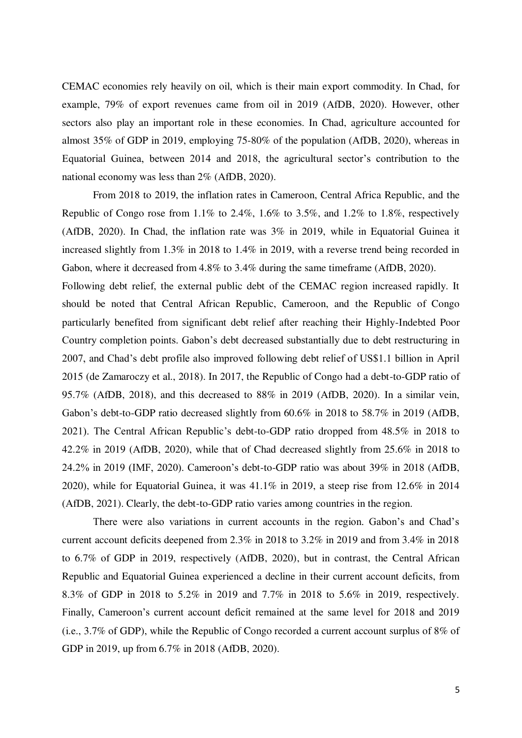CEMAC economies rely heavily on oil, which is their main export commodity. In Chad, for example, 79% of export revenues came from oil in 2019 (AfDB, 2020). However, other sectors also play an important role in these economies. In Chad, agriculture accounted for almost 35% of GDP in 2019, employing 75-80% of the population (AfDB, 2020), whereas in Equatorial Guinea, between 2014 and 2018, the agricultural sector's contribution to the national economy was less than 2% (AfDB, 2020).

From 2018 to 2019, the inflation rates in Cameroon, Central Africa Republic, and the Republic of Congo rose from 1.1% to 2.4%, 1.6% to 3.5%, and 1.2% to 1.8%, respectively (AfDB, 2020). In Chad, the inflation rate was 3% in 2019, while in Equatorial Guinea it increased slightly from 1.3% in 2018 to 1.4% in 2019, with a reverse trend being recorded in Gabon, where it decreased from 4.8% to 3.4% during the same timeframe (AfDB, 2020).

Following debt relief, the external public debt of the CEMAC region increased rapidly. It should be noted that Central African Republic, Cameroon, and the Republic of Congo particularly benefited from significant debt relief after reaching their Highly-Indebted Poor Country completion points. Gabon's debt decreased substantially due to debt restructuring in 2007, and Chad's debt profile also improved following debt relief of US$1.1 billion in April 2015 (de Zamaroczy et al., 2018). In 2017, the Republic of Congo had a debt-to-GDP ratio of 95.7% (AfDB, 2018), and this decreased to 88% in 2019 (AfDB, 2020). In a similar vein, Gabon's debt-to-GDP ratio decreased slightly from 60.6% in 2018 to 58.7% in 2019 (AfDB, 2021). The Central African Republic's debt-to-GDP ratio dropped from 48.5% in 2018 to 42.2% in 2019 (AfDB, 2020), while that of Chad decreased slightly from 25.6% in 2018 to 24.2% in 2019 (IMF, 2020). Cameroon's debt-to-GDP ratio was about 39% in 2018 (AfDB, 2020), while for Equatorial Guinea, it was 41.1% in 2019, a steep rise from 12.6% in 2014 (AfDB, 2021). Clearly, the debt-to-GDP ratio varies among countries in the region.

There were also variations in current accounts in the region. Gabon's and Chad's current account deficits deepened from 2.3% in 2018 to 3.2% in 2019 and from 3.4% in 2018 to 6.7% of GDP in 2019, respectively (AfDB, 2020), but in contrast, the Central African Republic and Equatorial Guinea experienced a decline in their current account deficits, from 8.3% of GDP in 2018 to 5.2% in 2019 and 7.7% in 2018 to 5.6% in 2019, respectively. Finally, Cameroon's current account deficit remained at the same level for 2018 and 2019 (i.e., 3.7% of GDP), while the Republic of Congo recorded a current account surplus of 8% of GDP in 2019, up from 6.7% in 2018 (AfDB, 2020).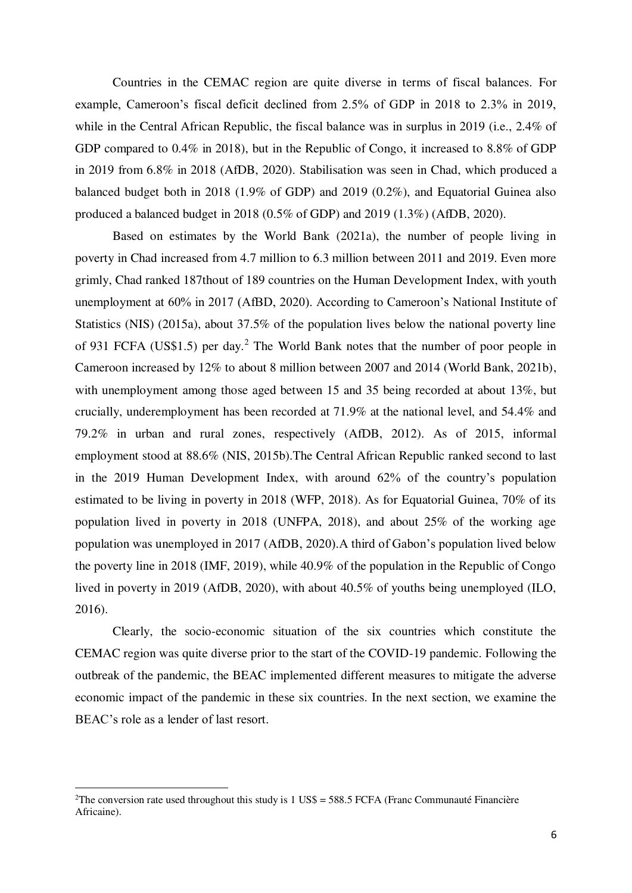Countries in the CEMAC region are quite diverse in terms of fiscal balances. For example, Cameroon's fiscal deficit declined from 2.5% of GDP in 2018 to 2.3% in 2019, while in the Central African Republic, the fiscal balance was in surplus in 2019 (i.e., 2.4% of GDP compared to 0.4% in 2018), but in the Republic of Congo, it increased to 8.8% of GDP in 2019 from 6.8% in 2018 (AfDB, 2020). Stabilisation was seen in Chad, which produced a balanced budget both in 2018 (1.9% of GDP) and 2019 (0.2%), and Equatorial Guinea also produced a balanced budget in 2018 (0.5% of GDP) and 2019 (1.3%) (AfDB, 2020).

Based on estimates by the World Bank (2021a), the number of people living in poverty in Chad increased from 4.7 million to 6.3 million between 2011 and 2019. Even more grimly, Chad ranked 187thout of 189 countries on the Human Development Index, with youth unemployment at 60% in 2017 (AfBD, 2020). According to Cameroon's National Institute of Statistics (NIS) (2015a), about 37.5% of the population lives below the national poverty line of 931 FCFA (US$1.5) per day.[2] The World Bank notes that the number of poor people in Cameroon increased by 12% to about 8 million between 2007 and 2014 (World Bank, 2021b), with unemployment among those aged between 15 and 35 being recorded at about 13%, but crucially, underemployment has been recorded at 71.9% at the national level, and 54.4% and 79.2% in urban and rural zones, respectively (AfDB, 2012). As of 2015, informal employment stood at 88.6% (NIS, 2015b).The Central African Republic ranked second to last in the 2019 Human Development Index, with around 62% of the country's population estimated to be living in poverty in 2018 (WFP, 2018). As for Equatorial Guinea, 70% of its population lived in poverty in 2018 (UNFPA, 2018), and about 25% of the working age population was unemployed in 2017 (AfDB, 2020).A third of Gabon's population lived below the poverty line in 2018 (IMF, 2019), while 40.9% of the population in the Republic of Congo lived in poverty in 2019 (AfDB, 2020), with about 40.5% of youths being unemployed (ILO, 2016).

Clearly, the socio-economic situation of the six countries which constitute the CEMAC region was quite diverse prior to the start of the COVID-19 pandemic. Following the outbreak of the pandemic, the BEAC implemented different measures to mitigate the adverse economic impact of the pandemic in these six countries. In the next section, we examine the BEAC's role as a lender of last resort.

[2]The conversion rate used throughout this study is 1 US$ = 588.5 FCFA (Franc Communauté Financière Africaine).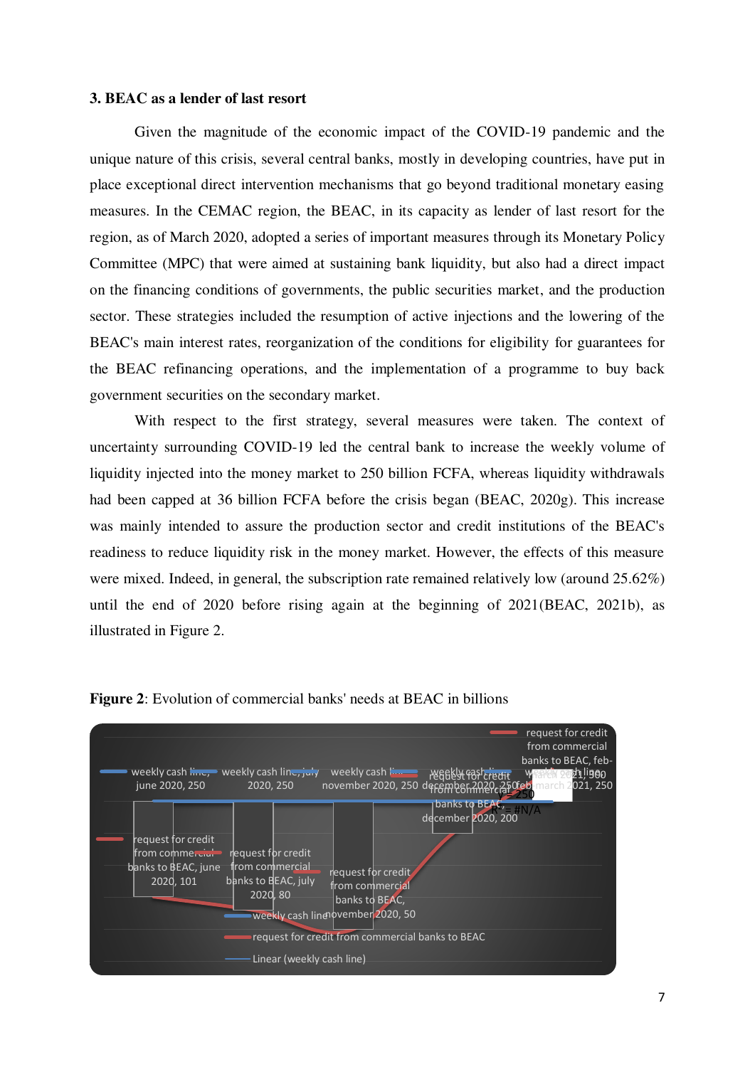### 3. BEAC as a lender of last resort

Given the magnitude of the economic impact of the COVID-19 pandemic and the unique nature of this crisis, several central banks, mostly in developing countries, have put in place exceptional direct intervention mechanisms that go beyond traditional monetary easing measures. In the CEMAC region, the BEAC, in its capacity as lender of last resort for the region, as of March 2020, adopted a series of important measures through its Monetary Policy Committee (MPC) that were aimed at sustaining bank liquidity, but also had a direct impact on the financing conditions of governments, the public securities market, and the production sector. These strategies included the resumption of active injections and the lowering of the BEAC's main interest rates, reorganization of the conditions for eligibility for guarantees for the BEAC refinancing operations, and the implementation of a programme to buy back government securities on the secondary market.

With respect to the first strategy, several measures were taken. The context of uncertainty surrounding COVID-19 led the central bank to increase the weekly volume of liquidity injected into the money market to 250 billion FCFA, whereas liquidity withdrawals had been capped at 36 billion FCFA before the crisis began (BEAC, 2020g). This increase was mainly intended to assure the production sector and credit institutions of the BEAC's readiness to reduce liquidity risk in the money market. However, the effects of this measure were mixed. Indeed, in general, the subscription rate remained relatively low (around 25.62%) until the end of 2020 before rising again at the beginning of 2021(BEAC, 2021b), as illustrated in Figure 2.

**Figure 2**: Evolution of commercial banks' needs at BEAC in billions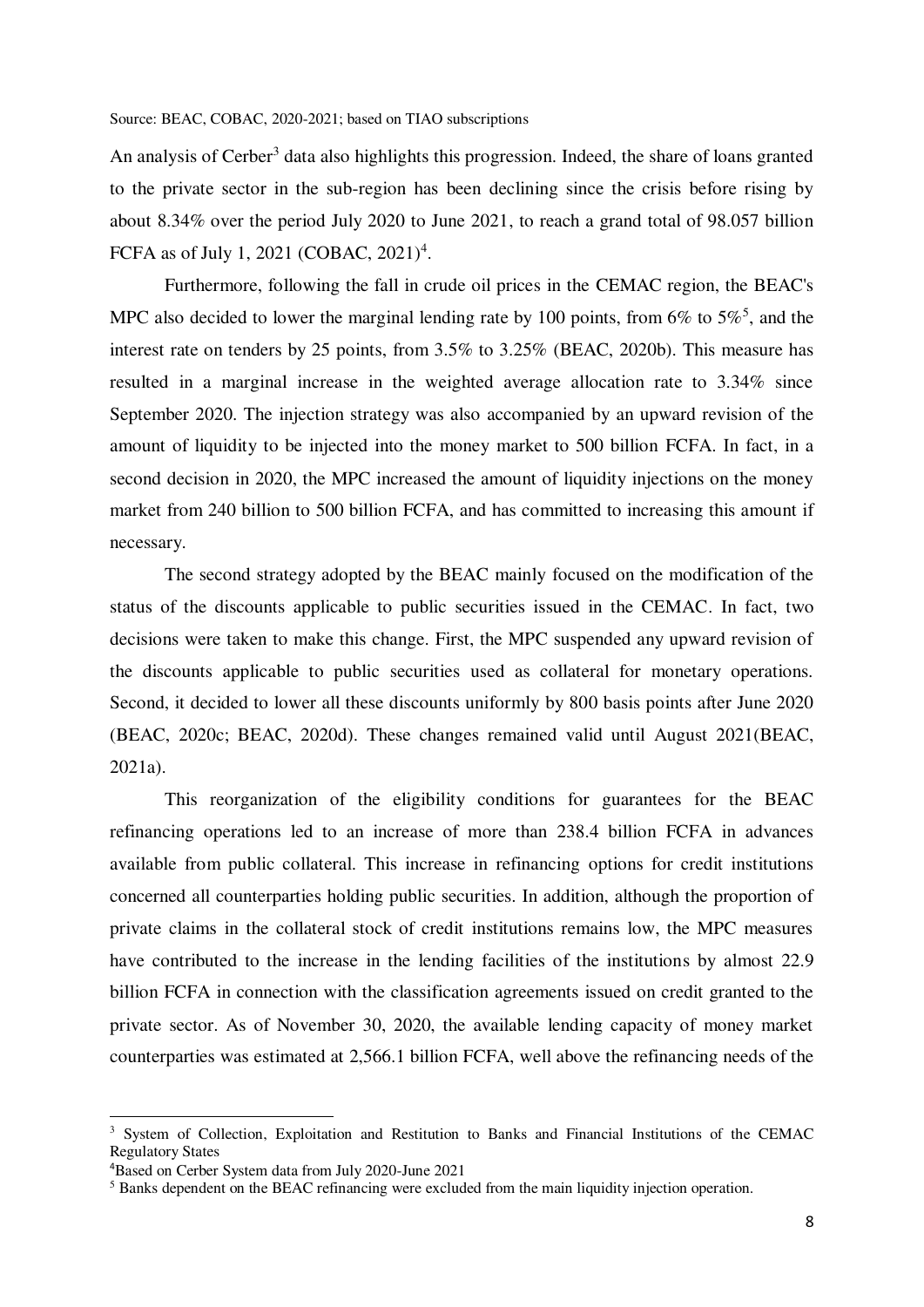Source: BEAC, COBAC, 2020-2021; based on TIAO subscriptions

An analysis of Cerber[3] data also highlights this progression. Indeed, the share of loans granted to the private sector in the sub-region has been declining since the crisis before rising by about 8.34% over the period July 2020 to June 2021, to reach a grand total of 98.057 billion FCFA as of July 1, 2021 (COBAC, 2021)[4].

Furthermore, following the fall in crude oil prices in the CEMAC region, the BEAC's MPC also decided to lower the marginal lending rate by 100 points, from 6% to 5%[5], and the interest rate on tenders by 25 points, from 3.5% to 3.25% (BEAC, 2020b). This measure has resulted in a marginal increase in the weighted average allocation rate to 3.34% since September 2020. The injection strategy was also accompanied by an upward revision of the amount of liquidity to be injected into the money market to 500 billion FCFA. In fact, in a second decision in 2020, the MPC increased the amount of liquidity injections on the money market from 240 billion to 500 billion FCFA, and has committed to increasing this amount if necessary.

The second strategy adopted by the BEAC mainly focused on the modification of the status of the discounts applicable to public securities issued in the CEMAC. In fact, two decisions were taken to make this change. First, the MPC suspended any upward revision of the discounts applicable to public securities used as collateral for monetary operations. Second, it decided to lower all these discounts uniformly by 800 basis points after June 2020 (BEAC, 2020c; BEAC, 2020d). These changes remained valid until August 2021(BEAC, 2021a).

This reorganization of the eligibility conditions for guarantees for the BEAC refinancing operations led to an increase of more than 238.4 billion FCFA in advances available from public collateral. This increase in refinancing options for credit institutions concerned all counterparties holding public securities. In addition, although the proportion of private claims in the collateral stock of credit institutions remains low, the MPC measures have contributed to the increase in the lending facilities of the institutions by almost 22.9 billion FCFA in connection with the classification agreements issued on credit granted to the private sector. As of November 30, 2020, the available lending capacity of money market counterparties was estimated at 2,566.1 billion FCFA, well above the refinancing needs of the

---

[3] System of Collection, Exploitation and Restitution to Banks and Financial Institutions of the CEMAC Regulatory States

[4] Based on Cerber System data from July 2020-June 2021

[5] Banks dependent on the BEAC refinancing were excluded from the main liquidity injection operation.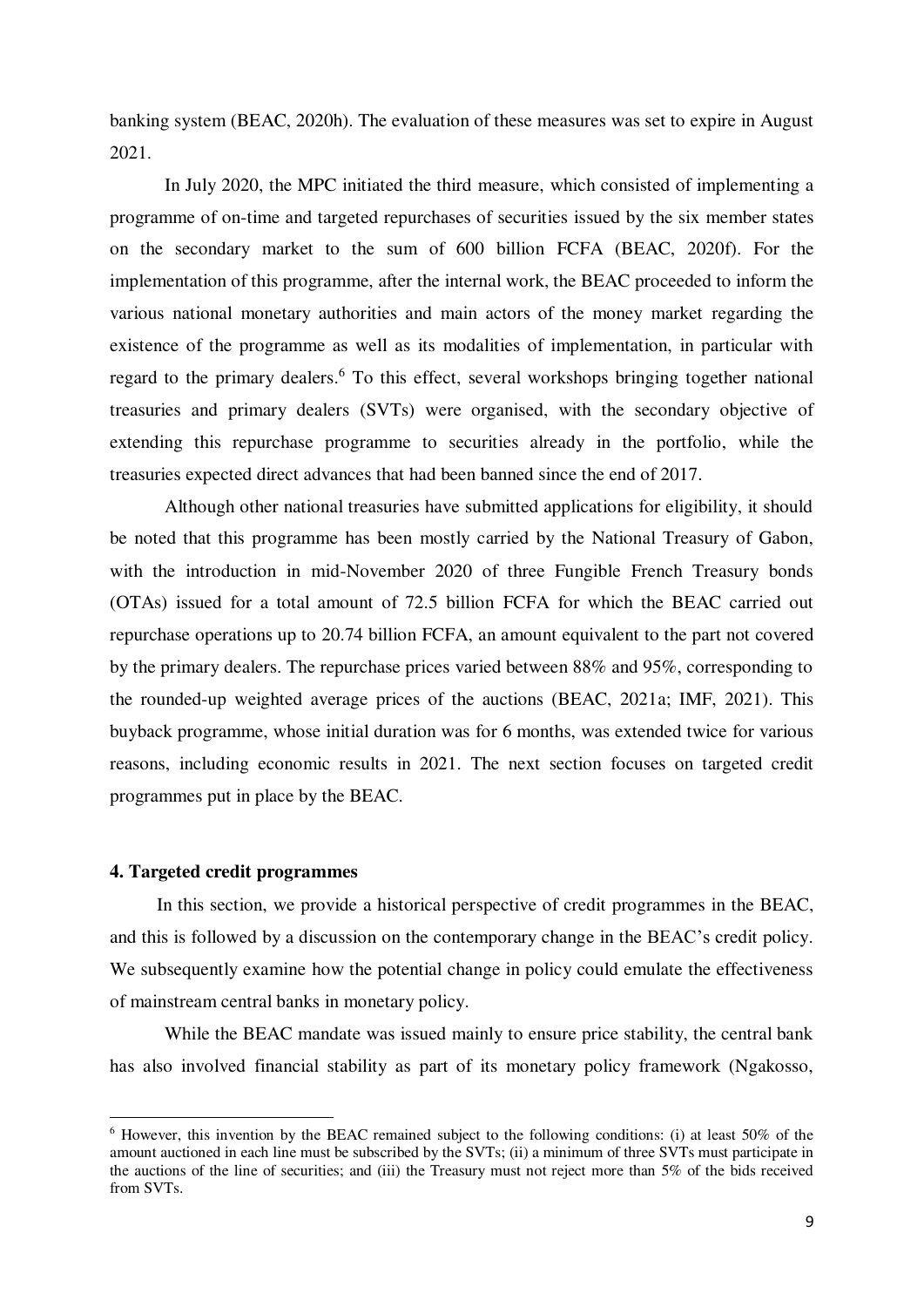banking system (BEAC, 2020h). The evaluation of these measures was set to expire in August 2021.

In July 2020, the MPC initiated the third measure, which consisted of implementing a programme of on-time and targeted repurchases of securities issued by the six member states on the secondary market to the sum of 600 billion FCFA (BEAC, 2020f). For the implementation of this programme, after the internal work, the BEAC proceeded to inform the various national monetary authorities and main actors of the money market regarding the existence of the programme as well as its modalities of implementation, in particular with regard to the primary dealers.[6] To this effect, several workshops bringing together national treasuries and primary dealers (SVTs) were organised, with the secondary objective of extending this repurchase programme to securities already in the portfolio, while the treasuries expected direct advances that had been banned since the end of 2017.

Although other national treasuries have submitted applications for eligibility, it should be noted that this programme has been mostly carried by the National Treasury of Gabon, with the introduction in mid-November 2020 of three Fungible French Treasury bonds (OTAs) issued for a total amount of 72.5 billion FCFA for which the BEAC carried out repurchase operations up to 20.74 billion FCFA, an amount equivalent to the part not covered by the primary dealers. The repurchase prices varied between 88% and 95%, corresponding to the rounded-up weighted average prices of the auctions (BEAC, 2021a; IMF, 2021). This buyback programme, whose initial duration was for 6 months, was extended twice for various reasons, including economic results in 2021. The next section focuses on targeted credit programmes put in place by the BEAC.

## 4. Targeted credit programmes

In this section, we provide a historical perspective of credit programmes in the BEAC, and this is followed by a discussion on the contemporary change in the BEAC's credit policy. We subsequently examine how the potential change in policy could emulate the effectiveness of mainstream central banks in monetary policy.

While the BEAC mandate was issued mainly to ensure price stability, the central bank has also involved financial stability as part of its monetary policy framework (Ngakosso,

---

[6] However, this invention by the BEAC remained subject to the following conditions: (i) at least 50% of the amount auctioned in each line must be subscribed by the SVTs; (ii) a minimum of three SVTs must participate in the auctions of the line of securities; and (iii) the Treasury must not reject more than 5% of the bids received from SVTs.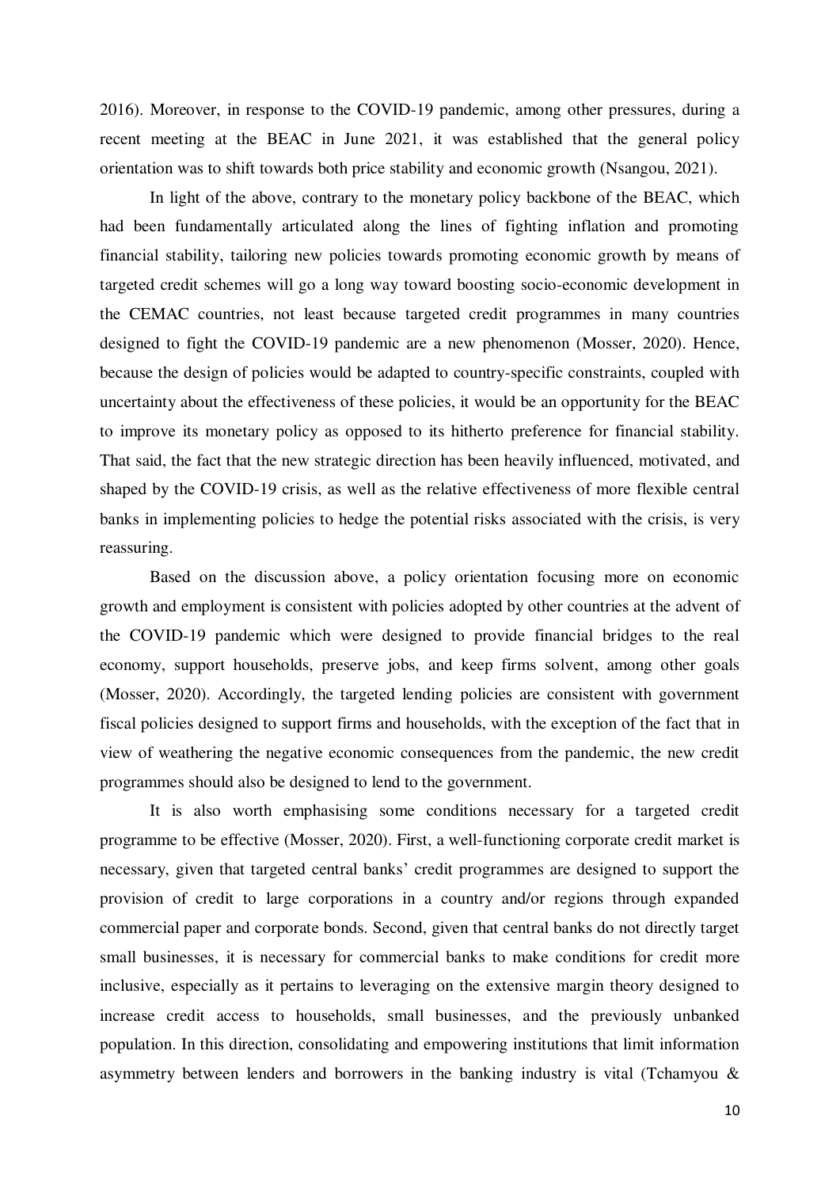2016). Moreover, in response to the COVID-19 pandemic, among other pressures, during a recent meeting at the BEAC in June 2021, it was established that the general policy orientation was to shift towards both price stability and economic growth (Nsangou, 2021).

In light of the above, contrary to the monetary policy backbone of the BEAC, which had been fundamentally articulated along the lines of fighting inflation and promoting financial stability, tailoring new policies towards promoting economic growth by means of targeted credit schemes will go a long way toward boosting socio-economic development in the CEMAC countries, not least because targeted credit programmes in many countries designed to fight the COVID-19 pandemic are a new phenomenon (Mosser, 2020). Hence, because the design of policies would be adapted to country-specific constraints, coupled with uncertainty about the effectiveness of these policies, it would be an opportunity for the BEAC to improve its monetary policy as opposed to its hitherto preference for financial stability. That said, the fact that the new strategic direction has been heavily influenced, motivated, and shaped by the COVID-19 crisis, as well as the relative effectiveness of more flexible central banks in implementing policies to hedge the potential risks associated with the crisis, is very reassuring.

Based on the discussion above, a policy orientation focusing more on economic growth and employment is consistent with policies adopted by other countries at the advent of the COVID-19 pandemic which were designed to provide financial bridges to the real economy, support households, preserve jobs, and keep firms solvent, among other goals (Mosser, 2020). Accordingly, the targeted lending policies are consistent with government fiscal policies designed to support firms and households, with the exception of the fact that in view of weathering the negative economic consequences from the pandemic, the new credit programmes should also be designed to lend to the government.

It is also worth emphasising some conditions necessary for a targeted credit programme to be effective (Mosser, 2020). First, a well-functioning corporate credit market is necessary, given that targeted central banks' credit programmes are designed to support the provision of credit to large corporations in a country and/or regions through expanded commercial paper and corporate bonds. Second, given that central banks do not directly target small businesses, it is necessary for commercial banks to make conditions for credit more inclusive, especially as it pertains to leveraging on the extensive margin theory designed to increase credit access to households, small businesses, and the previously unbanked population. In this direction, consolidating and empowering institutions that limit information asymmetry between lenders and borrowers in the banking industry is vital (Tchamyou &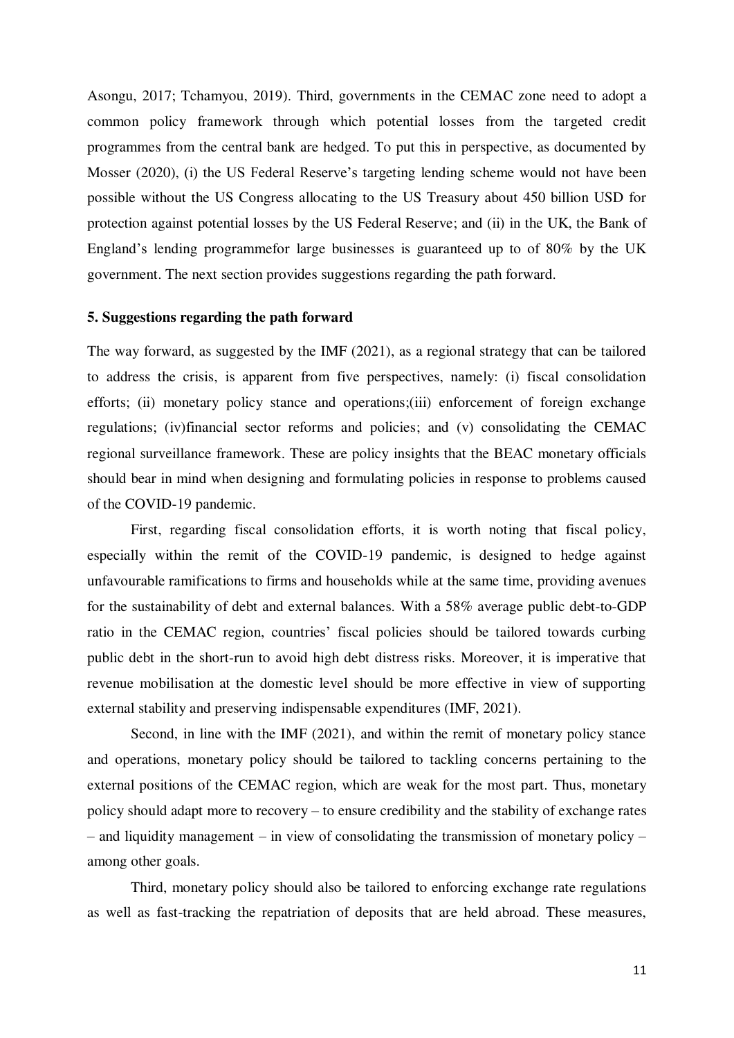Asongu, 2017; Tchamyou, 2019). Third, governments in the CEMAC zone need to adopt a common policy framework through which potential losses from the targeted credit programmes from the central bank are hedged. To put this in perspective, as documented by Mosser (2020), (i) the US Federal Reserve's targeting lending scheme would not have been possible without the US Congress allocating to the US Treasury about 450 billion USD for protection against potential losses by the US Federal Reserve; and (ii) in the UK, the Bank of England's lending programmefor large businesses is guaranteed up to of 80% by the UK government. The next section provides suggestions regarding the path forward.

## 5. Suggestions regarding the path forward

The way forward, as suggested by the IMF (2021), as a regional strategy that can be tailored to address the crisis, is apparent from five perspectives, namely: (i) fiscal consolidation efforts; (ii) monetary policy stance and operations;(iii) enforcement of foreign exchange regulations; (iv)financial sector reforms and policies; and (v) consolidating the CEMAC regional surveillance framework. These are policy insights that the BEAC monetary officials should bear in mind when designing and formulating policies in response to problems caused of the COVID-19 pandemic.

First, regarding fiscal consolidation efforts, it is worth noting that fiscal policy, especially within the remit of the COVID-19 pandemic, is designed to hedge against unfavourable ramifications to firms and households while at the same time, providing avenues for the sustainability of debt and external balances. With a 58% average public debt-to-GDP ratio in the CEMAC region, countries' fiscal policies should be tailored towards curbing public debt in the short-run to avoid high debt distress risks. Moreover, it is imperative that revenue mobilisation at the domestic level should be more effective in view of supporting external stability and preserving indispensable expenditures (IMF, 2021).

Second, in line with the IMF (2021), and within the remit of monetary policy stance and operations, monetary policy should be tailored to tackling concerns pertaining to the external positions of the CEMAC region, which are weak for the most part. Thus, monetary policy should adapt more to recovery – to ensure credibility and the stability of exchange rates – and liquidity management – in view of consolidating the transmission of monetary policy – among other goals.

Third, monetary policy should also be tailored to enforcing exchange rate regulations as well as fast-tracking the repatriation of deposits that are held abroad. These measures,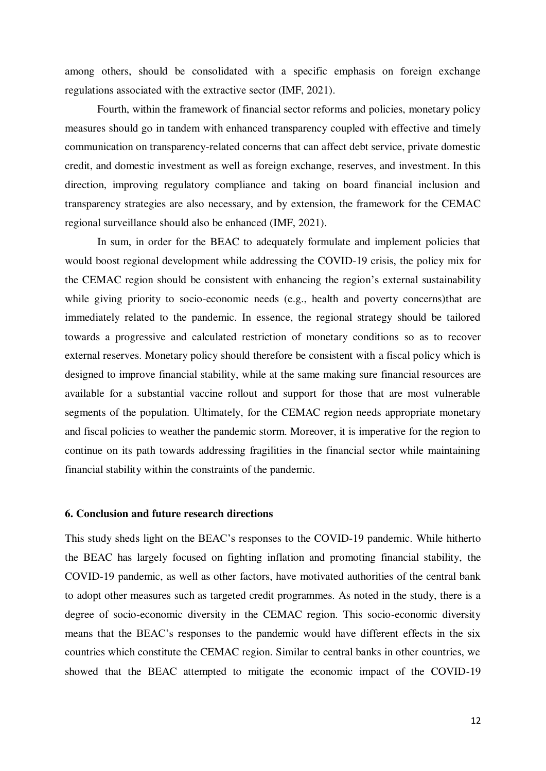among others, should be consolidated with a specific emphasis on foreign exchange regulations associated with the extractive sector (IMF, 2021).

Fourth, within the framework of financial sector reforms and policies, monetary policy measures should go in tandem with enhanced transparency coupled with effective and timely communication on transparency-related concerns that can affect debt service, private domestic credit, and domestic investment as well as foreign exchange, reserves, and investment. In this direction, improving regulatory compliance and taking on board financial inclusion and transparency strategies are also necessary, and by extension, the framework for the CEMAC regional surveillance should also be enhanced (IMF, 2021).

In sum, in order for the BEAC to adequately formulate and implement policies that would boost regional development while addressing the COVID-19 crisis, the policy mix for the CEMAC region should be consistent with enhancing the region's external sustainability while giving priority to socio-economic needs (e.g., health and poverty concerns)that are immediately related to the pandemic. In essence, the regional strategy should be tailored towards a progressive and calculated restriction of monetary conditions so as to recover external reserves. Monetary policy should therefore be consistent with a fiscal policy which is designed to improve financial stability, while at the same making sure financial resources are available for a substantial vaccine rollout and support for those that are most vulnerable segments of the population. Ultimately, for the CEMAC region needs appropriate monetary and fiscal policies to weather the pandemic storm. Moreover, it is imperative for the region to continue on its path towards addressing fragilities in the financial sector while maintaining financial stability within the constraints of the pandemic.

## 6. Conclusion and future research directions

This study sheds light on the BEAC's responses to the COVID-19 pandemic. While hitherto the BEAC has largely focused on fighting inflation and promoting financial stability, the COVID-19 pandemic, as well as other factors, have motivated authorities of the central bank to adopt other measures such as targeted credit programmes. As noted in the study, there is a degree of socio-economic diversity in the CEMAC region. This socio-economic diversity means that the BEAC's responses to the pandemic would have different effects in the six countries which constitute the CEMAC region. Similar to central banks in other countries, we showed that the BEAC attempted to mitigate the economic impact of the COVID-19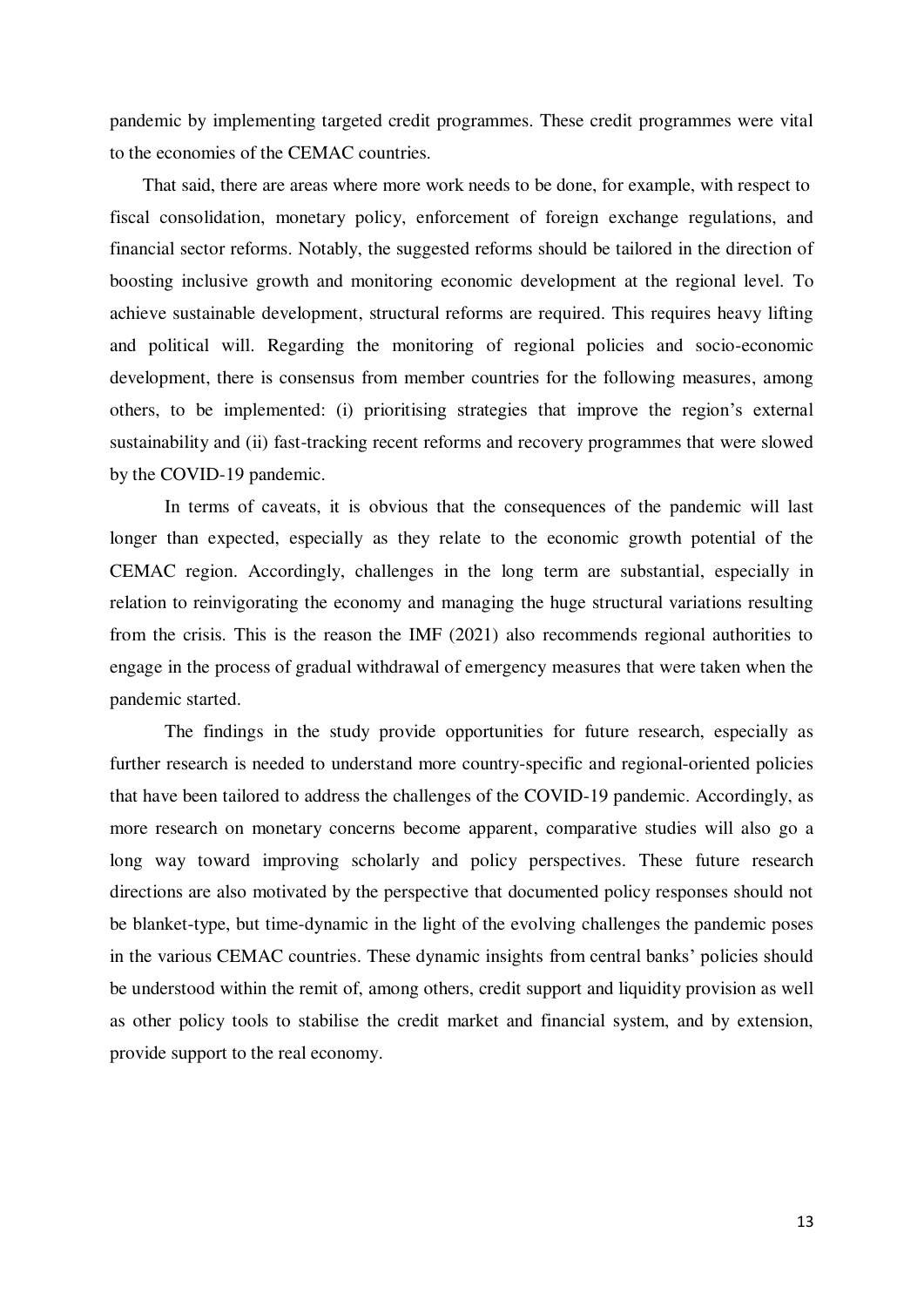pandemic by implementing targeted credit programmes. These credit programmes were vital to the economies of the CEMAC countries.

That said, there are areas where more work needs to be done, for example, with respect to fiscal consolidation, monetary policy, enforcement of foreign exchange regulations, and financial sector reforms. Notably, the suggested reforms should be tailored in the direction of boosting inclusive growth and monitoring economic development at the regional level. To achieve sustainable development, structural reforms are required. This requires heavy lifting and political will. Regarding the monitoring of regional policies and socio-economic development, there is consensus from member countries for the following measures, among others, to be implemented: (i) prioritising strategies that improve the region's external sustainability and (ii) fast-tracking recent reforms and recovery programmes that were slowed by the COVID-19 pandemic.

In terms of caveats, it is obvious that the consequences of the pandemic will last longer than expected, especially as they relate to the economic growth potential of the CEMAC region. Accordingly, challenges in the long term are substantial, especially in relation to reinvigorating the economy and managing the huge structural variations resulting from the crisis. This is the reason the IMF (2021) also recommends regional authorities to engage in the process of gradual withdrawal of emergency measures that were taken when the pandemic started.

The findings in the study provide opportunities for future research, especially as further research is needed to understand more country-specific and regional-oriented policies that have been tailored to address the challenges of the COVID-19 pandemic. Accordingly, as more research on monetary concerns become apparent, comparative studies will also go a long way toward improving scholarly and policy perspectives. These future research directions are also motivated by the perspective that documented policy responses should not be blanket-type, but time-dynamic in the light of the evolving challenges the pandemic poses in the various CEMAC countries. These dynamic insights from central banks' policies should be understood within the remit of, among others, credit support and liquidity provision as well as other policy tools to stabilise the credit market and financial system, and by extension, provide support to the real economy.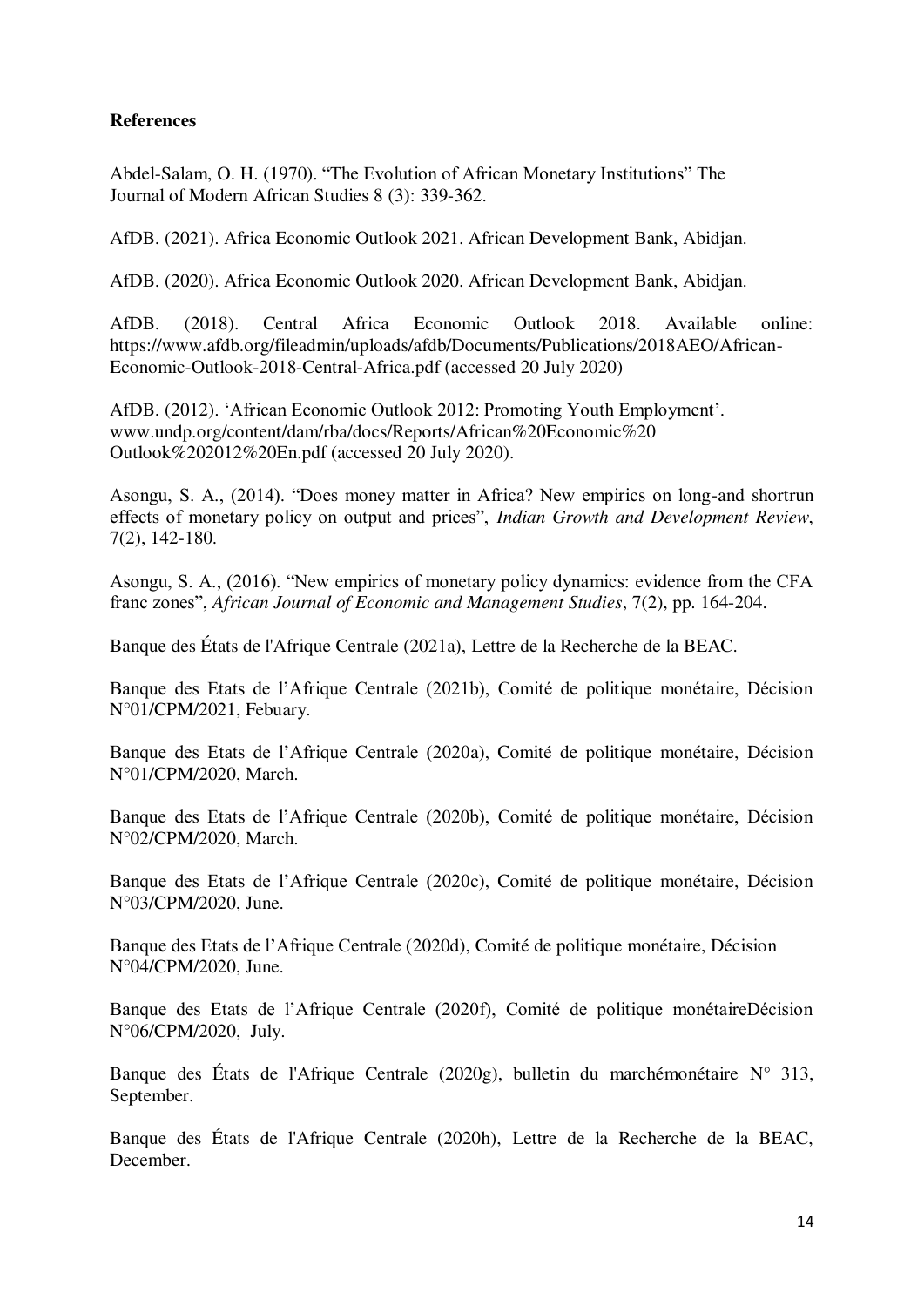**References**

Abdel-Salam, O. H. (1970). "The Evolution of African Monetary Institutions" The Journal of Modern African Studies 8 (3): 339-362.

AfDB. (2021). Africa Economic Outlook 2021. African Development Bank, Abidjan.

AfDB. (2020). Africa Economic Outlook 2020. African Development Bank, Abidjan.

AfDB. (2018). Central Africa Economic Outlook 2018. Available online: https://www.afdb.org/fileadmin/uploads/afdb/Documents/Publications/2018AEO/African-Economic-Outlook-2018-Central-Africa.pdf (accessed 20 July 2020)

AfDB. (2012). 'African Economic Outlook 2012: Promoting Youth Employment'. www.undp.org/content/dam/rba/docs/Reports/African%20Economic%20 Outlook%202012%20En.pdf (accessed 20 July 2020).

Asongu, S. A., (2014). "Does money matter in Africa? New empirics on long-and shortrun effects of monetary policy on output and prices", *Indian Growth and Development Review*, 7(2), 142-180.

Asongu, S. A., (2016). "New empirics of monetary policy dynamics: evidence from the CFA franc zones", *African Journal of Economic and Management Studies*, 7(2), pp. 164-204.

Banque des États de l'Afrique Centrale (2021a), Lettre de la Recherche de la BEAC.

Banque des Etats de l'Afrique Centrale (2021b), Comité de politique monétaire, Décision N°01/CPM/2021, Febuary.

Banque des Etats de l'Afrique Centrale (2020a), Comité de politique monétaire, Décision N°01/CPM/2020, March.

Banque des Etats de l'Afrique Centrale (2020b), Comité de politique monétaire, Décision N°02/CPM/2020, March.

Banque des Etats de l'Afrique Centrale (2020c), Comité de politique monétaire, Décision N°03/CPM/2020, June.

Banque des Etats de l'Afrique Centrale (2020d), Comité de politique monétaire, Décision N°04/CPM/2020, June.

Banque des Etats de l'Afrique Centrale (2020f), Comité de politique monétaireDécision N°06/CPM/2020, July.

Banque des États de l'Afrique Centrale (2020g), bulletin du marchémonétaire N° 313, September.

Banque des États de l'Afrique Centrale (2020h), Lettre de la Recherche de la BEAC, December.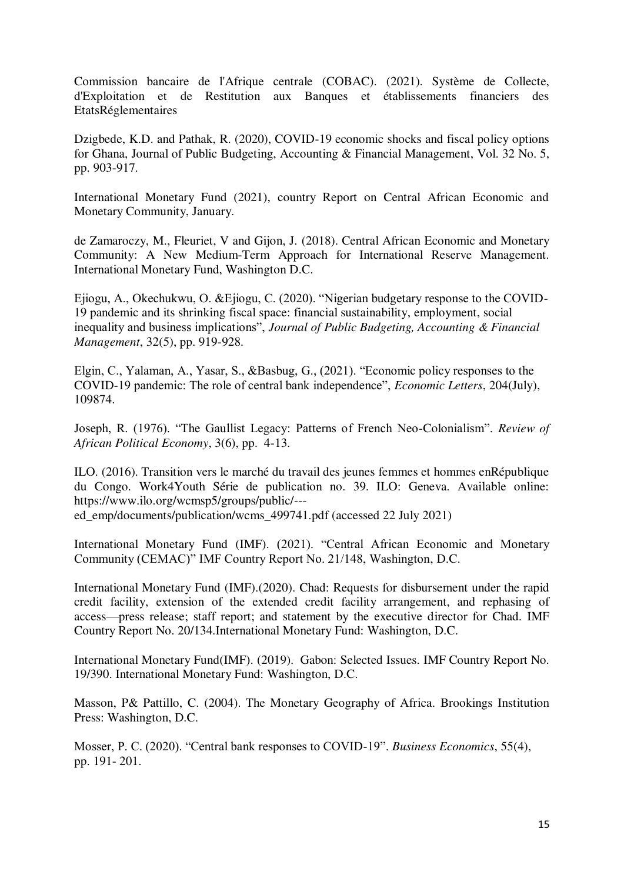Commission bancaire de l'Afrique centrale (COBAC). (2021). Système de Collecte, d'Exploitation et de Restitution aux Banques et établissements financiers des EtatsRéglementaires

Dzigbede, K.D. and Pathak, R. (2020), COVID-19 economic shocks and fiscal policy options for Ghana, Journal of Public Budgeting, Accounting & Financial Management, Vol. 32 No. 5, pp. 903-917.

International Monetary Fund (2021), country Report on Central African Economic and Monetary Community, January.

de Zamaroczy, M., Fleuriet, V and Gijon, J. (2018). Central African Economic and Monetary Community: A New Medium-Term Approach for International Reserve Management. International Monetary Fund, Washington D.C.

Ejiogu, A., Okechukwu, O. &Ejiogu, C. (2020). "Nigerian budgetary response to the COVID-19 pandemic and its shrinking fiscal space: financial sustainability, employment, social inequality and business implications", *Journal of Public Budgeting, Accounting & Financial Management*, 32(5), pp. 919-928.

Elgin, C., Yalaman, A., Yasar, S., &Basbug, G., (2021). "Economic policy responses to the COVID-19 pandemic: The role of central bank independence", *Economic Letters*, 204(July), 109874.

Joseph, R. (1976). "The Gaullist Legacy: Patterns of French Neo-Colonialism". *Review of African Political Economy*, 3(6), pp. 4-13.

ILO. (2016). Transition vers le marché du travail des jeunes femmes et hommes enRépublique du Congo. Work4Youth Série de publication no. 39. ILO: Geneva. Available online: https://www.ilo.org/wcmsp5/groups/public/---ed_emp/documents/publication/wcms_499741.pdf (accessed 22 July 2021)

International Monetary Fund (IMF). (2021). "Central African Economic and Monetary Community (CEMAC)" IMF Country Report No. 21/148, Washington, D.C.

International Monetary Fund (IMF).(2020). Chad: Requests for disbursement under the rapid credit facility, extension of the extended credit facility arrangement, and rephasing of access—press release; staff report; and statement by the executive director for Chad. IMF Country Report No. 20/134.International Monetary Fund: Washington, D.C.

International Monetary Fund(IMF). (2019). Gabon: Selected Issues. IMF Country Report No. 19/390. International Monetary Fund: Washington, D.C.

Masson, P& Pattillo, C. (2004). The Monetary Geography of Africa. Brookings Institution Press: Washington, D.C.

Mosser, P. C. (2020). "Central bank responses to COVID-19". *Business Economics*, 55(4), pp. 191- 201.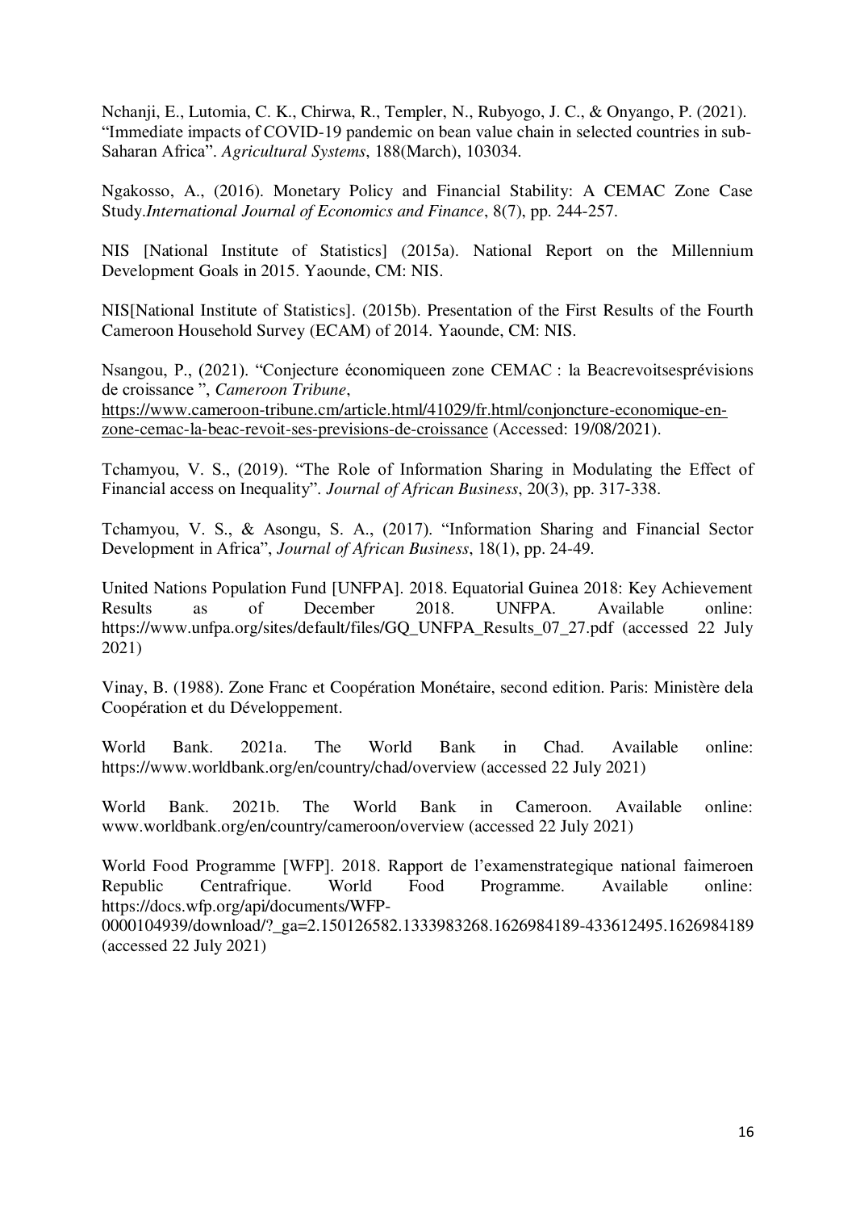Nchanji, E., Lutomia, C. K., Chirwa, R., Templer, N., Rubyogo, J. C., & Onyango, P. (2021). “Immediate impacts of COVID-19 pandemic on bean value chain in selected countries in sub-Saharan Africa”. *Agricultural Systems*, 188(March), 103034.

Ngakosso, A., (2016). Monetary Policy and Financial Stability: A CEMAC Zone Case Study.*International Journal of Economics and Finance*, 8(7), pp. 244-257.

NIS [National Institute of Statistics] (2015a). National Report on the Millennium Development Goals in 2015. Yaounde, CM: NIS.

NIS[National Institute of Statistics]. (2015b). Presentation of the First Results of the Fourth Cameroon Household Survey (ECAM) of 2014. Yaounde, CM: NIS.

Nsangou, P., (2021). “Conjecture économiqueen zone CEMAC : la Beacrevoitsesprévisions de croissance ”, *Cameroon Tribune*, https://www.cameroon-tribune.cm/article.html/41029/fr.html/conjoncture-economique-en-zone-cemac-la-beac-revoit-ses-previsions-de-croissance (Accessed: 19/08/2021).

Tchamyou, V. S., (2019). “The Role of Information Sharing in Modulating the Effect of Financial access on Inequality”. *Journal of African Business*, 20(3), pp. 317-338.

Tchamyou, V. S., & Asongu, S. A., (2017). “Information Sharing and Financial Sector Development in Africa”, *Journal of African Business*, 18(1), pp. 24-49.

United Nations Population Fund [UNFPA]. 2018. Equatorial Guinea 2018: Key Achievement Results as of December 2018. UNFPA. Available online: https://www.unfpa.org/sites/default/files/GQ_UNFPA_Results_07_27.pdf (accessed 22 July 2021)

Vinay, B. (1988). Zone Franc et Coopération Monétaire, second edition. Paris: Ministère dela Coopération et du Développement.

World Bank. 2021a. The World Bank in Chad. Available online: https://www.worldbank.org/en/country/chad/overview (accessed 22 July 2021)

World Bank. 2021b. The World Bank in Cameroon. Available online: www.worldbank.org/en/country/cameroon/overview (accessed 22 July 2021)

World Food Programme [WFP]. 2018. Rapport de l’examenstrategique national faimeroen Republic Centrafrique. World Food Programme. Available online: https://docs.wfp.org/api/documents/WFP-0000104939/download/?_ga=2.150126582.1333983268.1626984189-433612495.1626984189 (accessed 22 July 2021)